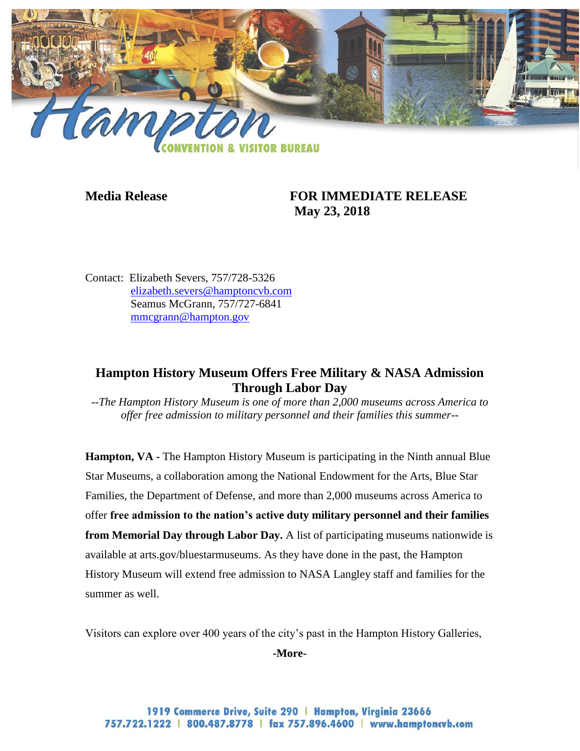**Media Release** **FOR IMMEDIATE RELEASE**
**May 23, 2018**

Contact: Elizabeth Severs, 757/728-5326
elizabeth.severs@hamptoncvb.com
Seamus McGrann, 757/727-6841
mmcgrann@hampton.gov

## Hampton History Museum Offers Free Military & NASA Admission Through Labor Day

*--The Hampton History Museum is one of more than 2,000 museums across America to offer free admission to military personnel and their families this summer--*

**Hampton, VA -** The Hampton History Museum is participating in the Ninth annual Blue Star Museums, a collaboration among the National Endowment for the Arts, Blue Star Families, the Department of Defense, and more than 2,000 museums across America to offer **free admission to the nation's active duty military personnel and their families from Memorial Day through Labor Day.** A list of participating museums nationwide is available at arts.gov/bluestarmuseums. As they have done in the past, the Hampton History Museum will extend free admission to NASA Langley staff and families for the summer as well.

Visitors can explore over 400 years of the city's past in the Hampton History Galleries,

**-More-**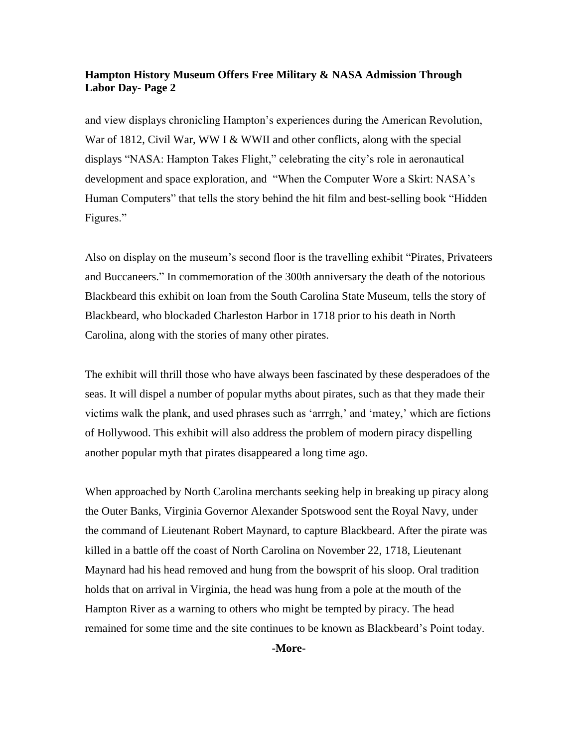and view displays chronicling Hampton's experiences during the American Revolution, War of 1812, Civil War, WW I & WWII and other conflicts, along with the special displays "NASA: Hampton Takes Flight," celebrating the city's role in aeronautical development and space exploration, and "When the Computer Wore a Skirt: NASA's Human Computers" that tells the story behind the hit film and best-selling book "Hidden Figures."

Also on display on the museum's second floor is the travelling exhibit "Pirates, Privateers and Buccaneers." In commemoration of the 300th anniversary the death of the notorious Blackbeard this exhibit on loan from the South Carolina State Museum, tells the story of Blackbeard, who blockaded Charleston Harbor in 1718 prior to his death in North Carolina, along with the stories of many other pirates.

The exhibit will thrill those who have always been fascinated by these desperadoes of the seas. It will dispel a number of popular myths about pirates, such as that they made their victims walk the plank, and used phrases such as 'arrrgh,' and 'matey,' which are fictions of Hollywood. This exhibit will also address the problem of modern piracy dispelling another popular myth that pirates disappeared a long time ago.

When approached by North Carolina merchants seeking help in breaking up piracy along the Outer Banks, Virginia Governor Alexander Spotswood sent the Royal Navy, under the command of Lieutenant Robert Maynard, to capture Blackbeard. After the pirate was killed in a battle off the coast of North Carolina on November 22, 1718, Lieutenant Maynard had his head removed and hung from the bowsprit of his sloop. Oral tradition holds that on arrival in Virginia, the head was hung from a pole at the mouth of the Hampton River as a warning to others who might be tempted by piracy. The head remained for some time and the site continues to be known as Blackbeard's Point today.

**-More-**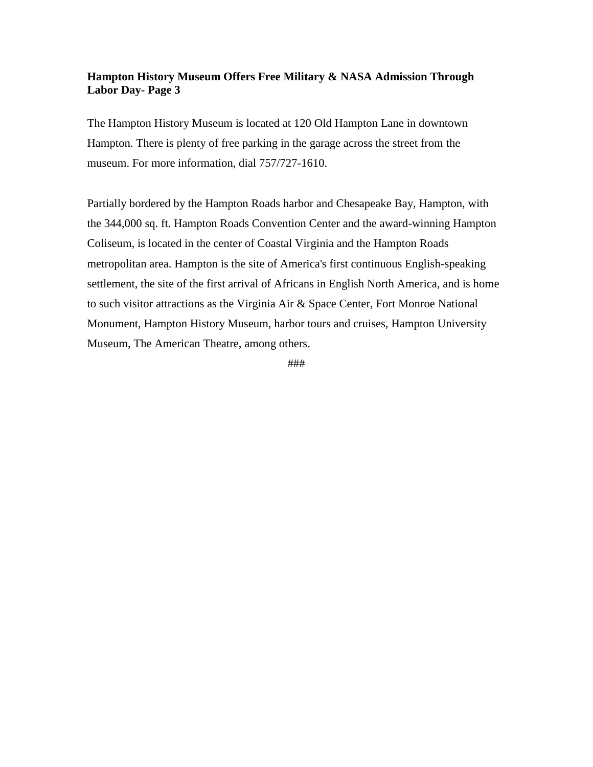The Hampton History Museum is located at 120 Old Hampton Lane in downtown Hampton. There is plenty of free parking in the garage across the street from the museum. For more information, dial 757/727-1610.

Partially bordered by the Hampton Roads harbor and Chesapeake Bay, Hampton, with the 344,000 sq. ft. Hampton Roads Convention Center and the award-winning Hampton Coliseum, is located in the center of Coastal Virginia and the Hampton Roads metropolitan area. Hampton is the site of America's first continuous English-speaking settlement, the site of the first arrival of Africans in English North America, and is home to such visitor attractions as the Virginia Air & Space Center, Fort Monroe National Monument, Hampton History Museum, harbor tours and cruises, Hampton University Museum, The American Theatre, among others.

###